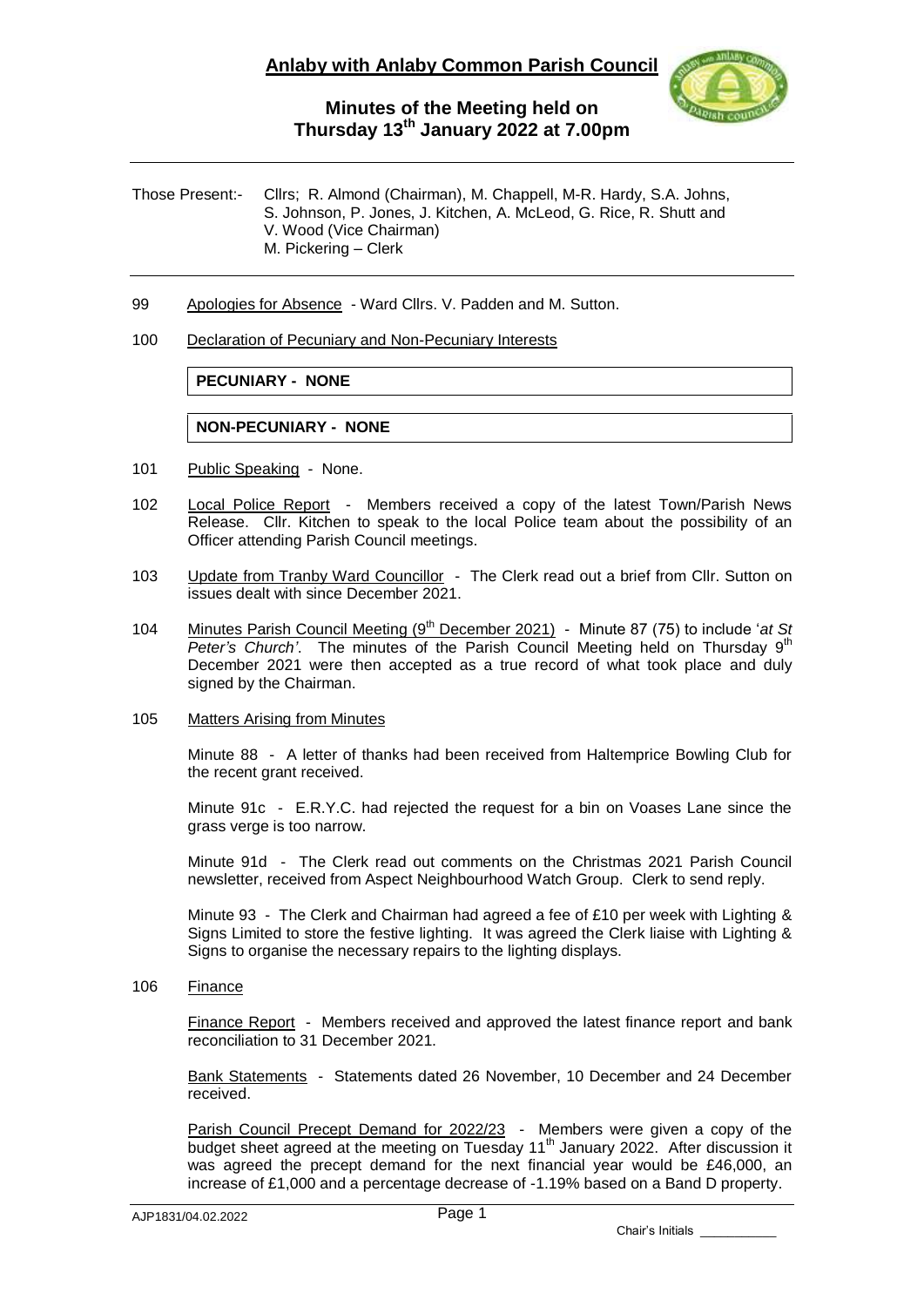# Anlaby with Anlaby Common Parish Council

## Minutes of the Meeting held on Thursday 13th January 2022 at 7.00pm

Those Present:- Cllrs; R. Almond (Chairman), M. Chappell, M-R. Hardy, S.A. Johns, S. Johnson, P. Jones, J. Kitchen, A. McLeod, G. Rice, R. Shutt and V. Wood (Vice Chairman)
M. Pickering – Clerk

99 Apologies for Absence - Ward Cllrs. V. Padden and M. Sutton.

100 Declaration of Pecuniary and Non-Pecuniary Interests

| **PECUNIARY - NONE** |
|---|

| **NON-PECUNIARY - NONE** |
|---|

101 Public Speaking - None.

102 Local Police Report - Members received a copy of the latest Town/Parish News Release. Cllr. Kitchen to speak to the local Police team about the possibility of an Officer attending Parish Council meetings.

103 Update from Tranby Ward Councillor - The Clerk read out a brief from Cllr. Sutton on issues dealt with since December 2021.

104 Minutes Parish Council Meeting (9th December 2021) - Minute 87 (75) to include '*at St Peter's Church*'. The minutes of the Parish Council Meeting held on Thursday 9th December 2021 were then accepted as a true record of what took place and duly signed by the Chairman.

105 Matters Arising from Minutes

Minute 88 - A letter of thanks had been received from Haltemprice Bowling Club for the recent grant received.

Minute 91c - E.R.Y.C. had rejected the request for a bin on Voases Lane since the grass verge is too narrow.

Minute 91d - The Clerk read out comments on the Christmas 2021 Parish Council newsletter, received from Aspect Neighbourhood Watch Group. Clerk to send reply.

Minute 93 - The Clerk and Chairman had agreed a fee of £10 per week with Lighting & Signs Limited to store the festive lighting. It was agreed the Clerk liaise with Lighting & Signs to organise the necessary repairs to the lighting displays.

106 Finance

Finance Report - Members received and approved the latest finance report and bank reconciliation to 31 December 2021.

Bank Statements - Statements dated 26 November, 10 December and 24 December received.

Parish Council Precept Demand for 2022/23 - Members were given a copy of the budget sheet agreed at the meeting on Tuesday 11th January 2022. After discussion it was agreed the precept demand for the next financial year would be £46,000, an increase of £1,000 and a percentage decrease of -1.19% based on a Band D property.

AJP1831/04.02.2022

Chair's Initials \_\_\_\_\_\_\_\_\_\_\_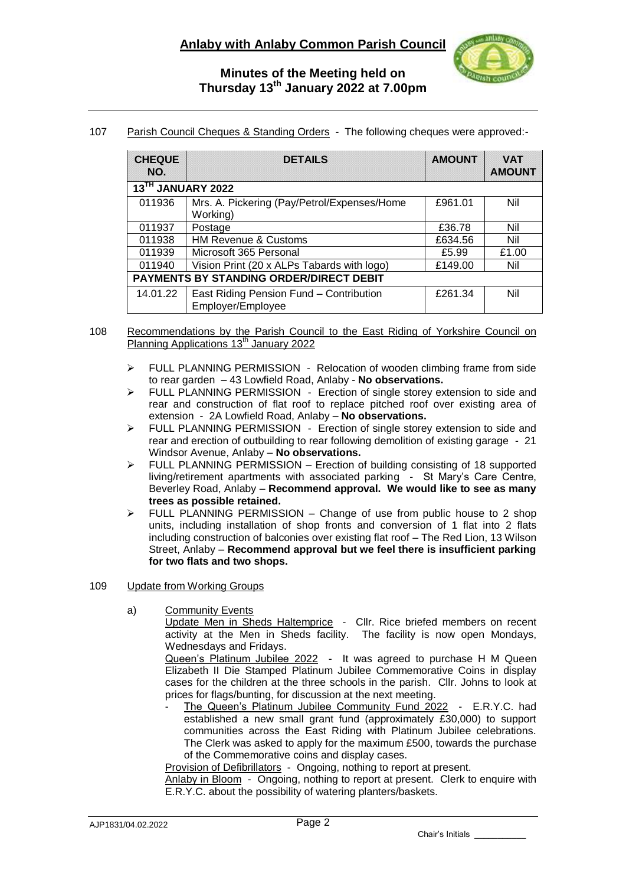107 Parish Council Cheques & Standing Orders - The following cheques were approved:-

| CHEQUE NO. | DETAILS | AMOUNT | VAT AMOUNT |
|---|---|---|---|
| **13TH JANUARY 2022** | | | |
| 011936 | Mrs. A. Pickering (Pay/Petrol/Expenses/Home Working) | £961.01 | Nil |
| 011937 | Postage | £36.78 | Nil |
| 011938 | HM Revenue & Customs | £634.56 | Nil |
| 011939 | Microsoft 365 Personal | £5.99 | £1.00 |
| 011940 | Vision Print (20 x ALPs Tabards with logo) | £149.00 | Nil |
| **PAYMENTS BY STANDING ORDER/DIRECT DEBIT** | | | |
| 14.01.22 | East Riding Pension Fund – Contribution Employer/Employee | £261.34 | Nil |

108 Recommendations by the Parish Council to the East Riding of Yorkshire Council on Planning Applications 13th January 2022

- FULL PLANNING PERMISSION - Relocation of wooden climbing frame from side to rear garden – 43 Lowfield Road, Anlaby - **No observations.**
- FULL PLANNING PERMISSION - Erection of single storey extension to side and rear and construction of flat roof to replace pitched roof over existing area of extension - 2A Lowfield Road, Anlaby – **No observations.**
- FULL PLANNING PERMISSION - Erection of single storey extension to side and rear and erection of outbuilding to rear following demolition of existing garage - 21 Windsor Avenue, Anlaby – **No observations.**
- FULL PLANNING PERMISSION – Erection of building consisting of 18 supported living/retirement apartments with associated parking - St Mary's Care Centre, Beverley Road, Anlaby – **Recommend approval. We would like to see as many trees as possible retained.**
- FULL PLANNING PERMISSION – Change of use from public house to 2 shop units, including installation of shop fronts and conversion of 1 flat into 2 flats including construction of balconies over existing flat roof – The Red Lion, 13 Wilson Street, Anlaby – **Recommend approval but we feel there is insufficient parking for two flats and two shops.**

109 Update from Working Groups

a) Community Events

Update Men in Sheds Haltemprice - Cllr. Rice briefed members on recent activity at the Men in Sheds facility. The facility is now open Mondays, Wednesdays and Fridays.

Queen's Platinum Jubilee 2022 - It was agreed to purchase H M Queen Elizabeth II Die Stamped Platinum Jubilee Commemorative Coins in display cases for the children at the three schools in the parish. Cllr. Johns to look at prices for flags/bunting, for discussion at the next meeting.

- The Queen's Platinum Jubilee Community Fund 2022 - E.R.Y.C. had established a new small grant fund (approximately £30,000) to support communities across the East Riding with Platinum Jubilee celebrations. The Clerk was asked to apply for the maximum £500, towards the purchase of the Commemorative coins and display cases.

Provision of Defibrillators - Ongoing, nothing to report at present.

Anlaby in Bloom - Ongoing, nothing to report at present. Clerk to enquire with E.R.Y.C. about the possibility of watering planters/baskets.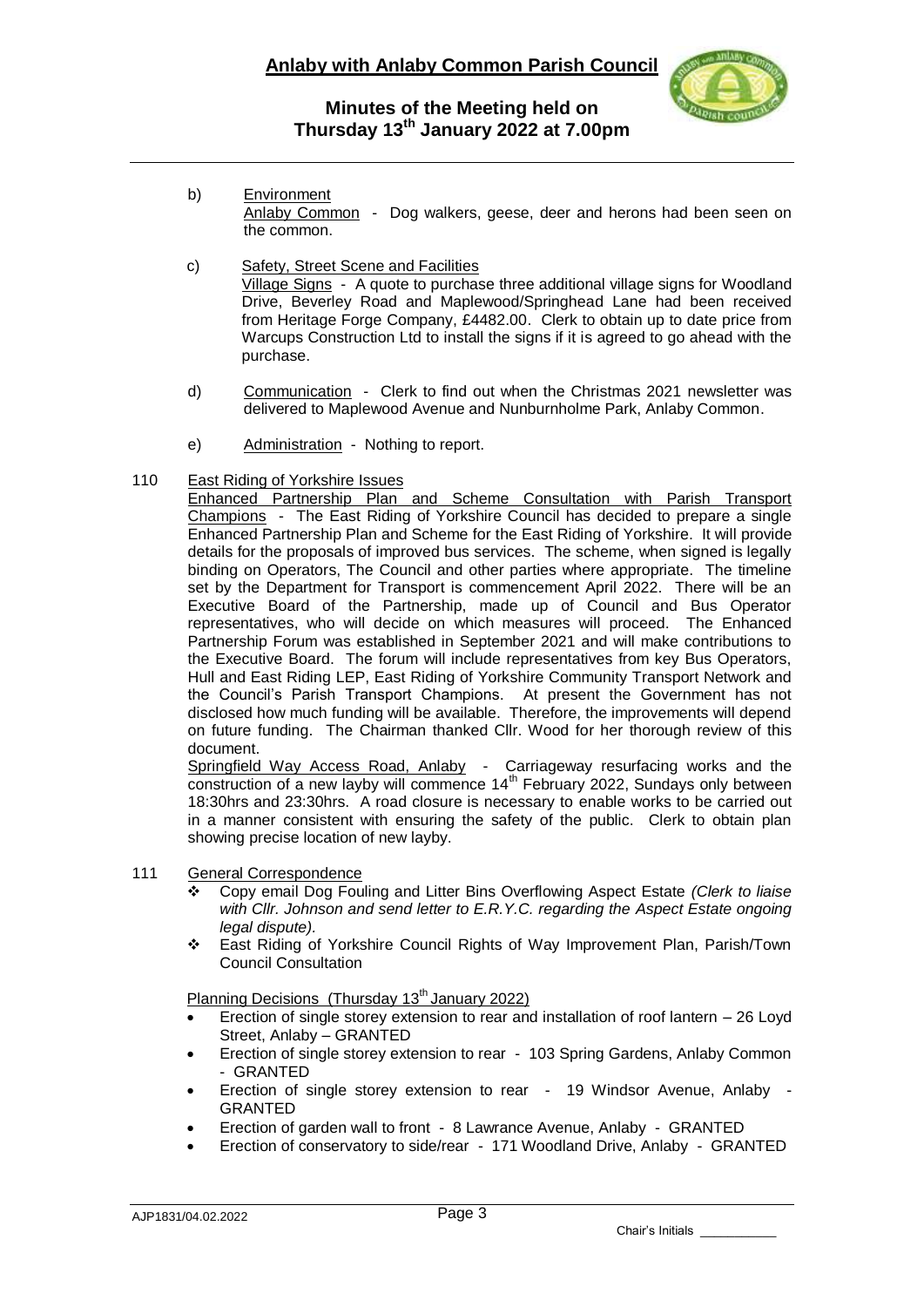b) **Environment**

Anlaby Common - Dog walkers, geese, deer and herons had been seen on the common.

c) **Safety, Street Scene and Facilities**

Village Signs - A quote to purchase three additional village signs for Woodland Drive, Beverley Road and Maplewood/Springhead Lane had been received from Heritage Forge Company, £4482.00. Clerk to obtain up to date price from Warcups Construction Ltd to install the signs if it is agreed to go ahead with the purchase.

d) Communication - Clerk to find out when the Christmas 2021 newsletter was delivered to Maplewood Avenue and Nunburnholme Park, Anlaby Common.

e) Administration - Nothing to report.

110 **East Riding of Yorkshire Issues**

Enhanced Partnership Plan and Scheme Consultation with Parish Transport Champions - The East Riding of Yorkshire Council has decided to prepare a single Enhanced Partnership Plan and Scheme for the East Riding of Yorkshire. It will provide details for the proposals of improved bus services. The scheme, when signed is legally binding on Operators, The Council and other parties where appropriate. The timeline set by the Department for Transport is commencement April 2022. There will be an Executive Board of the Partnership, made up of Council and Bus Operator representatives, who will decide on which measures will proceed. The Enhanced Partnership Forum was established in September 2021 and will make contributions to the Executive Board. The forum will include representatives from key Bus Operators, Hull and East Riding LEP, East Riding of Yorkshire Community Transport Network and the Council's Parish Transport Champions. At present the Government has not disclosed how much funding will be available. Therefore, the improvements will depend on future funding. The Chairman thanked Cllr. Wood for her thorough review of this document.

Springfield Way Access Road, Anlaby - Carriageway resurfacing works and the construction of a new layby will commence 14th February 2022, Sundays only between 18:30hrs and 23:30hrs. A road closure is necessary to enable works to be carried out in a manner consistent with ensuring the safety of the public. Clerk to obtain plan showing precise location of new layby.

111 **General Correspondence**

- Copy email Dog Fouling and Litter Bins Overflowing Aspect Estate *(Clerk to liaise with Cllr. Johnson and send letter to E.R.Y.C. regarding the Aspect Estate ongoing legal dispute).*
- East Riding of Yorkshire Council Rights of Way Improvement Plan, Parish/Town Council Consultation

Planning Decisions (Thursday 13th January 2022)

- Erection of single storey extension to rear and installation of roof lantern – 26 Loyd Street, Anlaby – GRANTED
- Erection of single storey extension to rear - 103 Spring Gardens, Anlaby Common - GRANTED
- Erection of single storey extension to rear - 19 Windsor Avenue, Anlaby - GRANTED
- Erection of garden wall to front - 8 Lawrance Avenue, Anlaby - GRANTED
- Erection of conservatory to side/rear - 171 Woodland Drive, Anlaby - GRANTED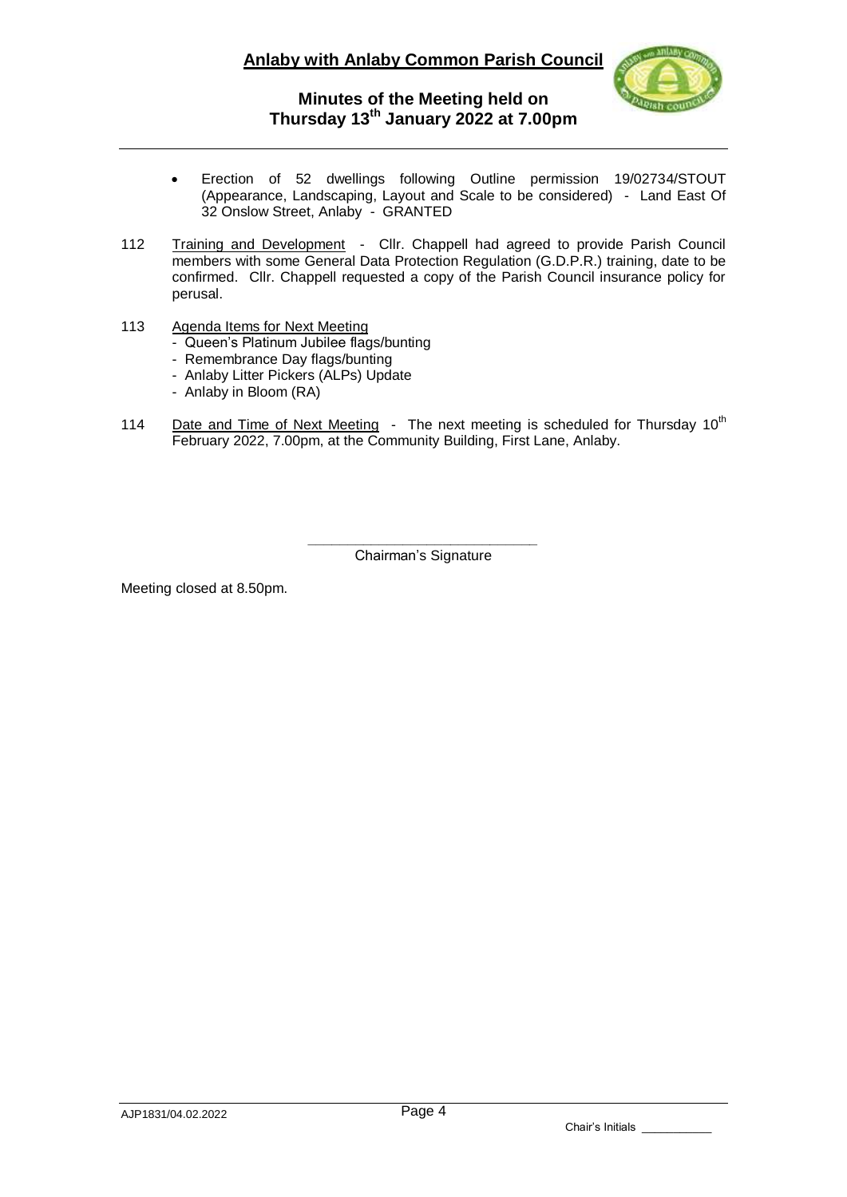- Erection of 52 dwellings following Outline permission 19/02734/STOUT (Appearance, Landscaping, Layout and Scale to be considered) - Land East Of 32 Onslow Street, Anlaby - GRANTED

112 Training and Development - Cllr. Chappell had agreed to provide Parish Council members with some General Data Protection Regulation (G.D.P.R.) training, date to be confirmed. Cllr. Chappell requested a copy of the Parish Council insurance policy for perusal.

113 Agenda Items for Next Meeting
- Queen's Platinum Jubilee flags/bunting
- Remembrance Day flags/bunting
- Anlaby Litter Pickers (ALPs) Update
- Anlaby in Bloom (RA)

114 Date and Time of Next Meeting - The next meeting is scheduled for Thursday 10th February 2022, 7.00pm, at the Community Building, First Lane, Anlaby.

\_\_\_\_\_\_\_\_\_\_\_\_\_\_\_\_\_\_\_\_\_\_\_\_\_\_\_\_

Chairman's Signature

Meeting closed at 8.50pm.

AJP1831/04.02.2022

Chair's Initials \_\_\_\_\_\_\_\_\_\_